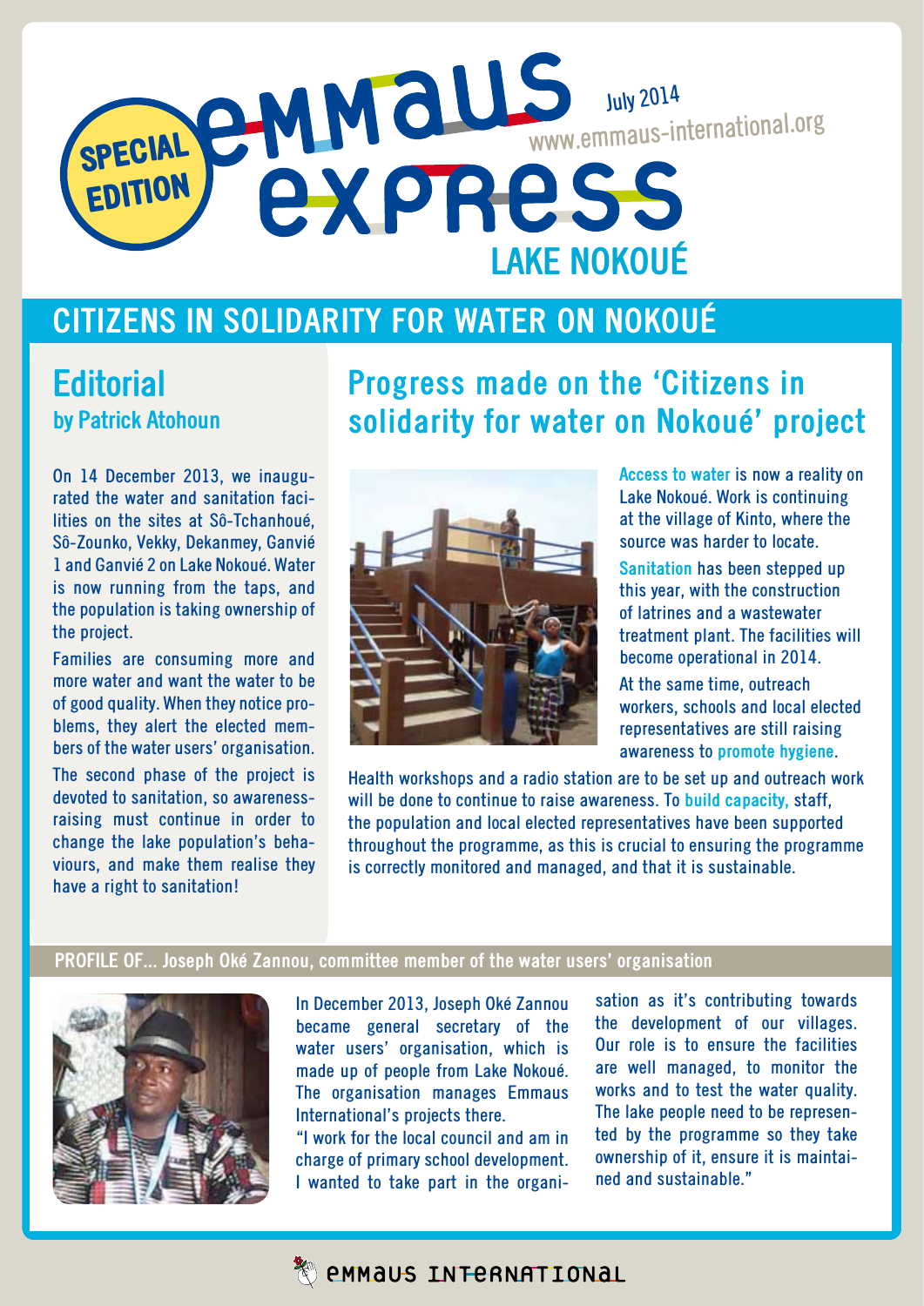# Emmaus Express

SPECIAL EDITION

July 2014

www.emmaus-international.org

LAKE NOKOUÉ

## CITIZENS IN SOLIDARITY FOR WATER ON NOKOUÉ

## Editorial
### by Patrick Atohoun

On 14 December 2013, we inaugurated the water and sanitation facilities on the sites at Sô-Tchanhoué, Sô-Zounko, Vekky, Dekanmey, Ganvié 1 and Ganvié 2 on Lake Nokoué. Water is now running from the taps, and the population is taking ownership of the project.

Families are consuming more and more water and want the water to be of good quality. When they notice problems, they alert the elected members of the water users' organisation.

The second phase of the project is devoted to sanitation, so awareness-raising must continue in order to change the lake population's behaviours, and make them realise they have a right to sanitation!

## Progress made on the 'Citizens in solidarity for water on Nokoué' project

**Access to water** is now a reality on Lake Nokoué. Work is continuing at the village of Kinto, where the source was harder to locate.

**Sanitation** has been stepped up this year, with the construction of latrines and a wastewater treatment plant. The facilities will become operational in 2014.

At the same time, outreach workers, schools and local elected representatives are still raising awareness to **promote hygiene**.

Health workshops and a radio station are to be set up and outreach work will be done to continue to raise awareness. To **build capacity,** staff, the population and local elected representatives have been supported throughout the programme, as this is crucial to ensuring the programme is correctly monitored and managed, and that it is sustainable.

### PROFILE OF... Joseph Oké Zannou, committee member of the water users' organisation

In December 2013, Joseph Oké Zannou became general secretary of the water users' organisation, which is made up of people from Lake Nokoué. The organisation manages Emmaus International's projects there.

"I work for the local council and am in charge of primary school development. I wanted to take part in the organisation as it's contributing towards the development of our villages. Our role is to ensure the facilities are well managed, to monitor the works and to test the water quality. The lake people need to be represented by the programme so they take ownership of it, ensure it is maintained and sustainable."

Emmaus International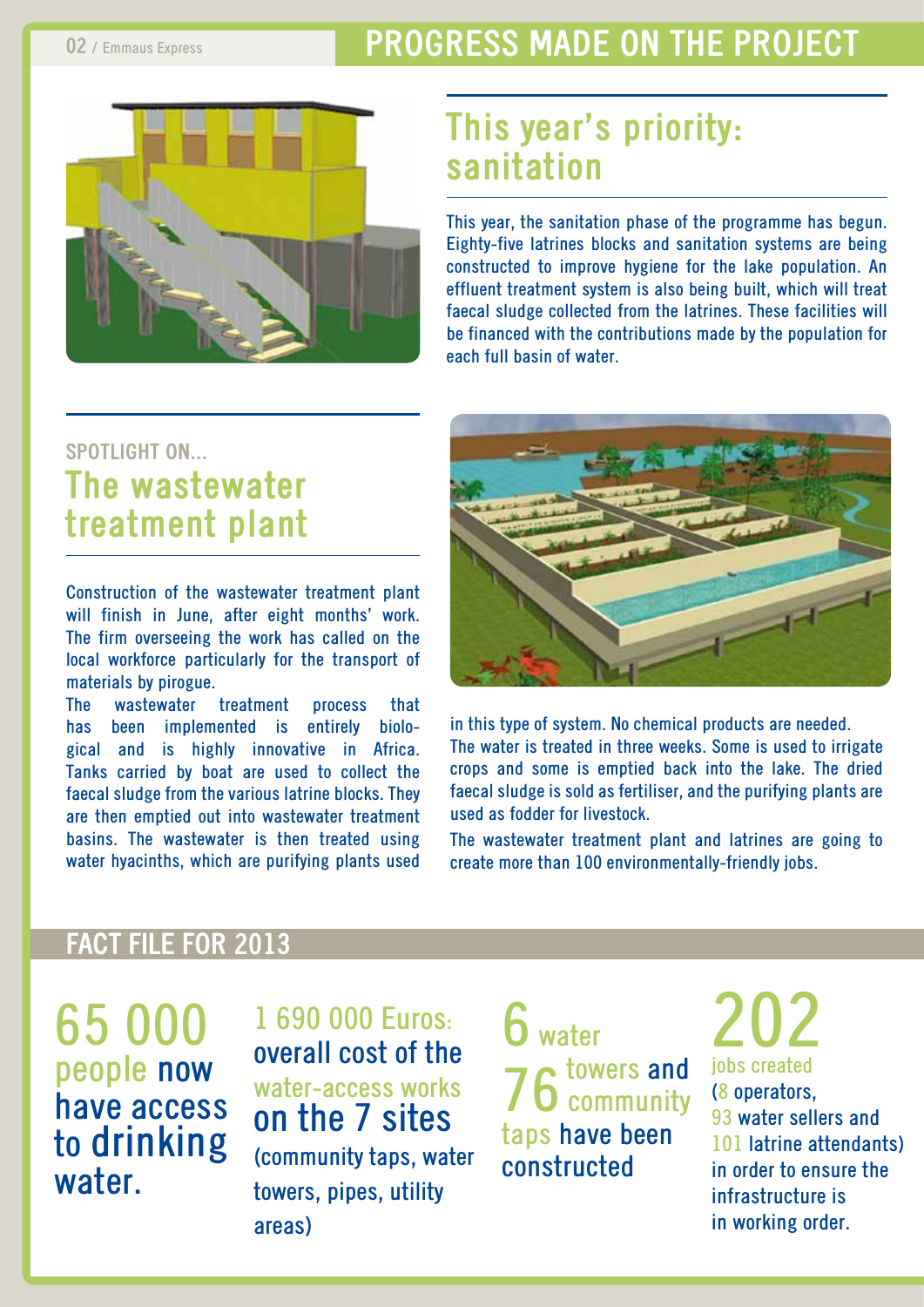# PROGRESS MADE ON THE PROJECT

## This year's priority: sanitation

This year, the sanitation phase of the programme has begun. Eighty-five latrines blocks and sanitation systems are being constructed to improve hygiene for the lake population. An effluent treatment system is also being built, which will treat faecal sludge collected from the latrines. These facilities will be financed with the contributions made by the population for each full basin of water.

SPOTLIGHT ON...

## The wastewater treatment plant

Construction of the wastewater treatment plant will finish in June, after eight months' work. The firm overseeing the work has called on the local workforce particularly for the transport of materials by pirogue.

The wastewater treatment process that has been implemented is entirely biological and is highly innovative in Africa. Tanks carried by boat are used to collect the faecal sludge from the various latrine blocks. They are then emptied out into wastewater treatment basins. The wastewater is then treated using water hyacinths, which are purifying plants used in this type of system. No chemical products are needed. The water is treated in three weeks. Some is used to irrigate crops and some is emptied back into the lake. The dried faecal sludge is sold as fertiliser, and the purifying plants are used as fodder for livestock.

The wastewater treatment plant and latrines are going to create more than 100 environmentally-friendly jobs.

## FACT FILE FOR 2013

**65 000** people now have access to drinking water.

**1 690 000 Euros:** overall cost of the water-access works on the 7 sites (community taps, water towers, pipes, utility areas)

**6** water towers and **76** community taps have been constructed

**202** jobs created (8 operators, 93 water sellers and 101 latrine attendants) in order to ensure the infrastructure is in working order.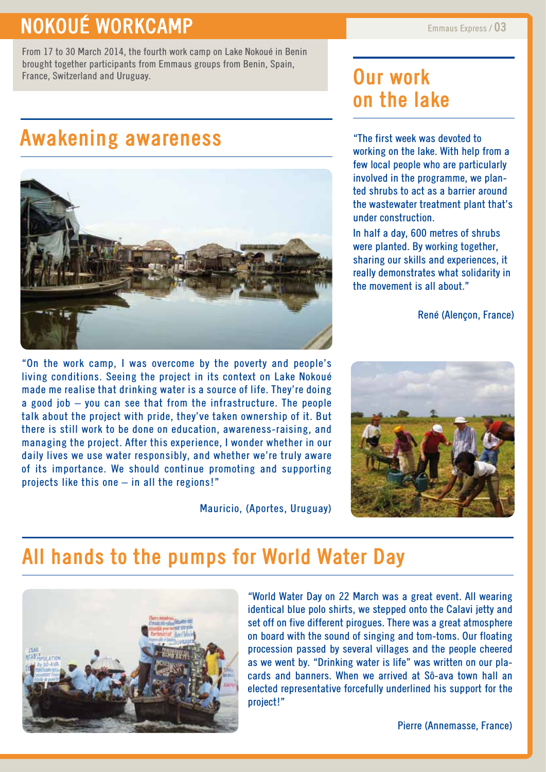# NOKOUÉ WORKCAMP

From 17 to 30 March 2014, the fourth work camp on Lake Nokoué in Benin brought together participants from Emmaus groups from Benin, Spain, France, Switzerland and Uruguay.

## Awakening awareness

"On the work camp, I was overcome by the poverty and people's living conditions. Seeing the project in its context on Lake Nokoué made me realise that drinking water is a source of life. They're doing a good job – you can see that from the infrastructure. The people talk about the project with pride, they've taken ownership of it. But there is still work to be done on education, awareness-raising, and managing the project. After this experience, I wonder whether in our daily lives we use water responsibly, and whether we're truly aware of its importance. We should continue promoting and supporting projects like this one – in all the regions!"

Mauricio, (Aportes, Uruguay)

## Our work on the lake

"The first week was devoted to working on the lake. With help from a few local people who are particularly involved in the programme, we planted shrubs to act as a barrier around the wastewater treatment plant that's under construction.

In half a day, 600 metres of shrubs were planted. By working together, sharing our skills and experiences, it really demonstrates what solidarity in the movement is all about."

René (Alençon, France)

## All hands to the pumps for World Water Day

"World Water Day on 22 March was a great event. All wearing identical blue polo shirts, we stepped onto the Calavi jetty and set off on five different pirogues. There was a great atmosphere on board with the sound of singing and tom-toms. Our floating procession passed by several villages and the people cheered as we went by. "Drinking water is life" was written on our placards and banners. When we arrived at Sô-ava town hall an elected representative forcefully underlined his support for the project!"

Pierre (Annemasse, France)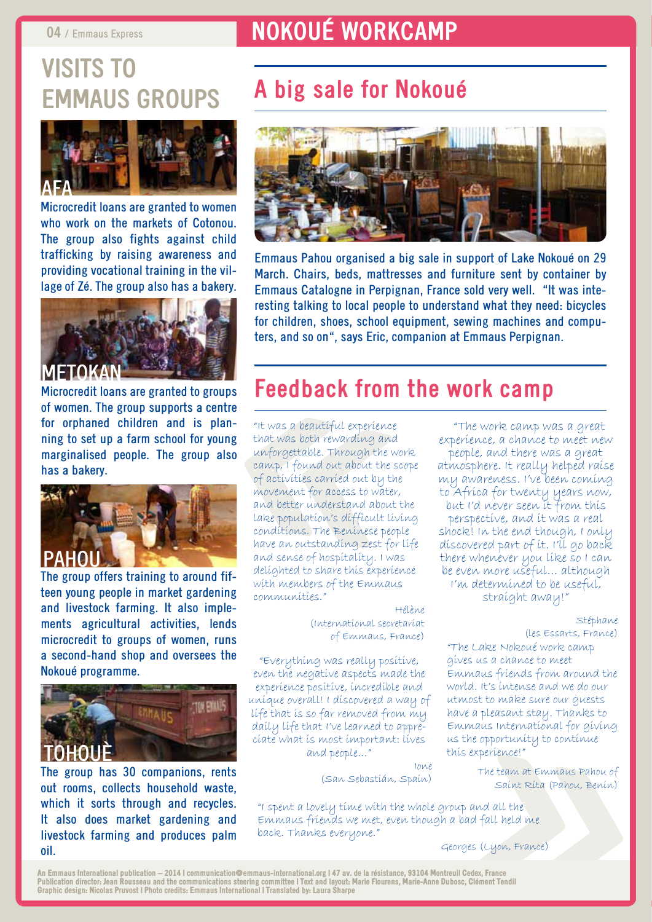# NOKOUÉ WORKCAMP

## VISITS TO EMMAUS GROUPS

### AFA

Microcredit loans are granted to women who work on the markets of Cotonou. The group also fights against child trafficking by raising awareness and providing vocational training in the village of Zé. The group also has a bakery.

### METOKAN

Microcredit loans are granted to groups of women. The group supports a centre for orphaned children and is planning to set up a farm school for young marginalised people. The group also has a bakery.

### PAHOU

The group offers training to around fifteen young people in market gardening and livestock farming. It also implements agricultural activities, lends microcredit to groups of women, runs a second-hand shop and oversees the Nokoué programme.

### TOHOUÈ

The group has 30 companions, rents out rooms, collects household waste, which it sorts through and recycles. It also does market gardening and livestock farming and produces palm oil.

## A big sale for Nokoué

Emmaus Pahou organised a big sale in support of Lake Nokoué on 29 March. Chairs, beds, mattresses and furniture sent by container by Emmaus Catalogne in Perpignan, France sold very well. "It was interesting talking to local people to understand what they need: bicycles for children, shoes, school equipment, sewing machines and computers, and so on", says Eric, companion at Emmaus Perpignan.

## Feedback from the work camp

"It was a beautiful experience that was both rewarding and unforgettable. Through the work camp, I found out about the scope of activities carried out by the movement for access to water, and better understand about the lake population's difficult living conditions. The Beninese people have an outstanding zest for life and sense of hospitality. I was delighted to share this experience with members of the Emmaus communities."

Hélène
(International secretariat of Emmaus, France)

"Everything was really positive, even the negative aspects made the experience positive, incredible and unique overall! I discovered a way of life that is so far removed from my daily life that I've learned to appreciate what is most important: lives and people..."

Ione
(San Sebastián, Spain)

"The work camp was a great experience, a chance to meet new people, and there was a great atmosphere. It really helped raise my awareness. I've been coming to Africa for twenty years now, but I'd never seen it from this perspective, and it was a real shock! In the end though, I only discovered part of it. I'll go back there whenever you like so I can be even more useful... although I'm determined to be useful, straight away!"

Stéphane
(les Essarts, France)

"The Lake Nokoué work camp gives us a chance to meet Emmaus friends from around the world. It's intense and we do our utmost to make sure our guests have a pleasant stay. Thanks to Emmaus International for giving us the opportunity to continue this experience!"

The team at Emmaus Pahou of Saint Rita (Pahou, Benin)

"I spent a lovely time with the whole group and all the Emmaus friends we met, even though a bad fall held me back. Thanks everyone."

Georges (Lyon, France)

An Emmaus International publication – 2014 I communication@emmaus-international.org I 47 av. de la résistance, 93104 Montreuil Cedex, France
Publication director: Jean Rousseau and the communications steering committee I Text and layout: Marie Flourens, Marie-Anne Dubosc, Clément Tendil
Graphic design: Nicolas Pruvost I Photo credits: Emmaus International I Translated by: Laura Sharpe